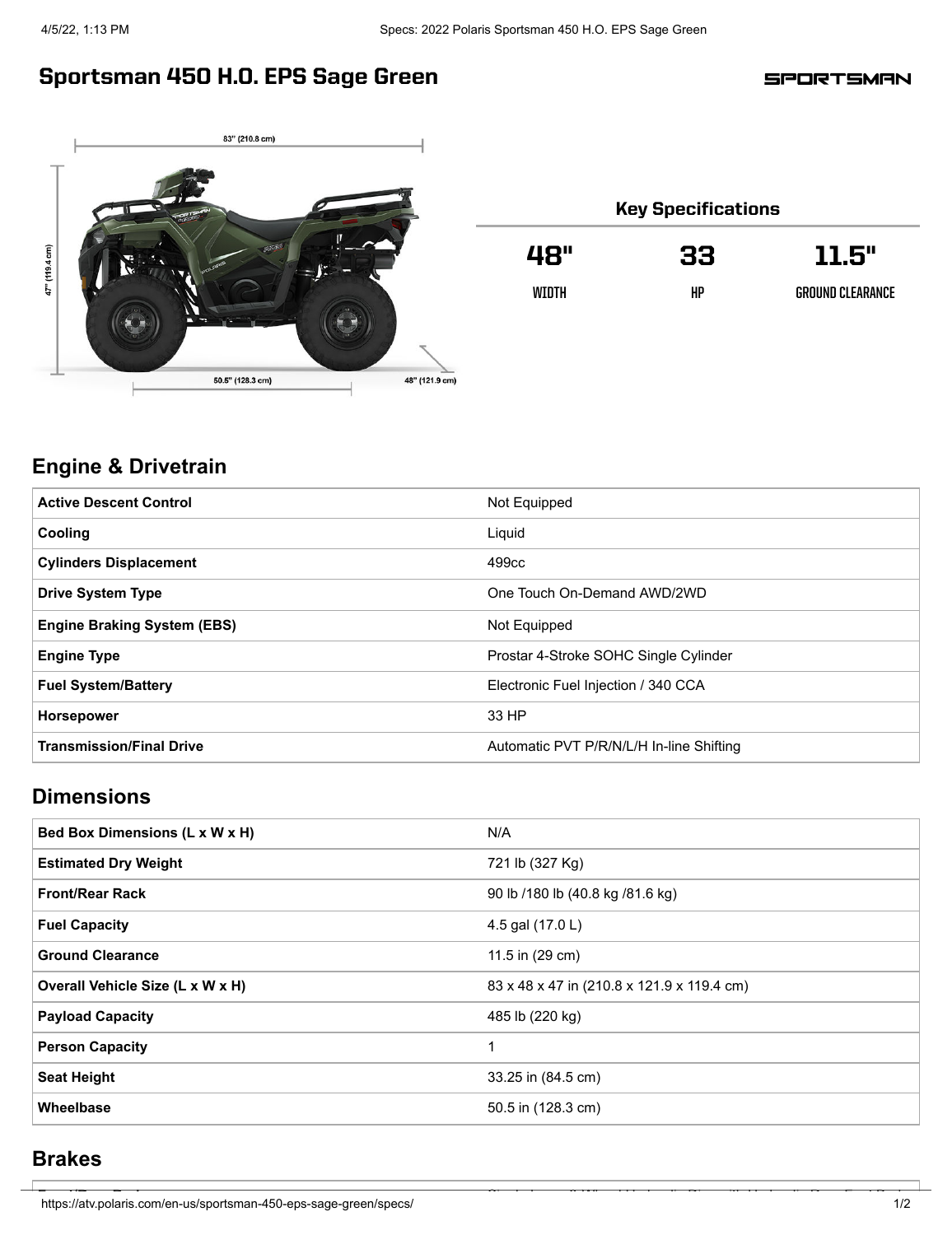# Sportsman 450 H.O. EPS Sage Green

SPORTSMAN

83" (210.8 cm)

47" (119.4 cm)

50.5" (128.3 cm)

48" (121.9 cm)

## Key Specifications

| 48" | 33 | 11.5" |
| --- | --- | --- |
| WIDTH | HP | GROUND CLEARANCE |

## Engine & Drivetrain

| | |
| --- | --- |
| **Active Descent Control** | Not Equipped |
| **Cooling** | Liquid |
| **Cylinders Displacement** | 499cc |
| **Drive System Type** | One Touch On-Demand AWD/2WD |
| **Engine Braking System (EBS)** | Not Equipped |
| **Engine Type** | Prostar 4-Stroke SOHC Single Cylinder |
| **Fuel System/Battery** | Electronic Fuel Injection / 340 CCA |
| **Horsepower** | 33 HP |
| **Transmission/Final Drive** | Automatic PVT P/R/N/L/H In-line Shifting |

## Dimensions

| | |
| --- | --- |
| **Bed Box Dimensions (L x W x H)** | N/A |
| **Estimated Dry Weight** | 721 lb (327 Kg) |
| **Front/Rear Rack** | 90 lb /180 lb (40.8 kg /81.6 kg) |
| **Fuel Capacity** | 4.5 gal (17.0 L) |
| **Ground Clearance** | 11.5 in (29 cm) |
| **Overall Vehicle Size (L x W x H)** | 83 x 48 x 47 in (210.8 x 121.9 x 119.4 cm) |
| **Payload Capacity** | 485 lb (220 kg) |
| **Person Capacity** | 1 |
| **Seat Height** | 33.25 in (84.5 cm) |
| **Wheelbase** | 50.5 in (128.3 cm) |

## Brakes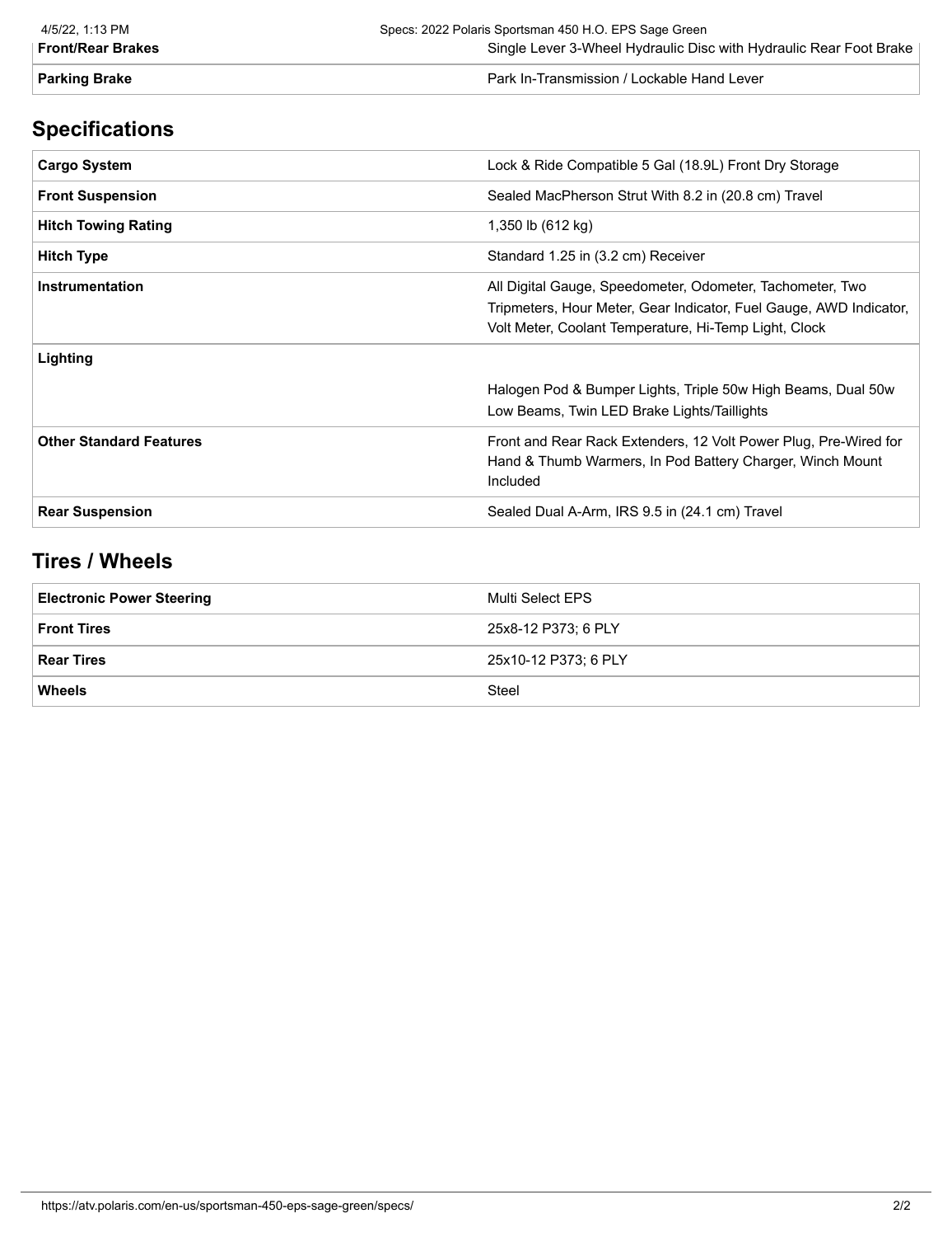| | |
|---|---|
| **Front/Rear Brakes** | Single Lever 3-Wheel Hydraulic Disc with Hydraulic Rear Foot Brake |
| **Parking Brake** | Park In-Transmission / Lockable Hand Lever |

## Specifications

| | |
|---|---|
| **Cargo System** | Lock & Ride Compatible 5 Gal (18.9L) Front Dry Storage |
| **Front Suspension** | Sealed MacPherson Strut With 8.2 in (20.8 cm) Travel |
| **Hitch Towing Rating** | 1,350 lb (612 kg) |
| **Hitch Type** | Standard 1.25 in (3.2 cm) Receiver |
| **Instrumentation** | All Digital Gauge, Speedometer, Odometer, Tachometer, Two Tripmeters, Hour Meter, Gear Indicator, Fuel Gauge, AWD Indicator, Volt Meter, Coolant Temperature, Hi-Temp Light, Clock |
| **Lighting** | Halogen Pod & Bumper Lights, Triple 50w High Beams, Dual 50w Low Beams, Twin LED Brake Lights/Taillights |
| **Other Standard Features** | Front and Rear Rack Extenders, 12 Volt Power Plug, Pre-Wired for Hand & Thumb Warmers, In Pod Battery Charger, Winch Mount Included |
| **Rear Suspension** | Sealed Dual A-Arm, IRS 9.5 in (24.1 cm) Travel |

## Tires / Wheels

| | |
|---|---|
| **Electronic Power Steering** | Multi Select EPS |
| **Front Tires** | 25x8-12 P373; 6 PLY |
| **Rear Tires** | 25x10-12 P373; 6 PLY |
| **Wheels** | Steel |